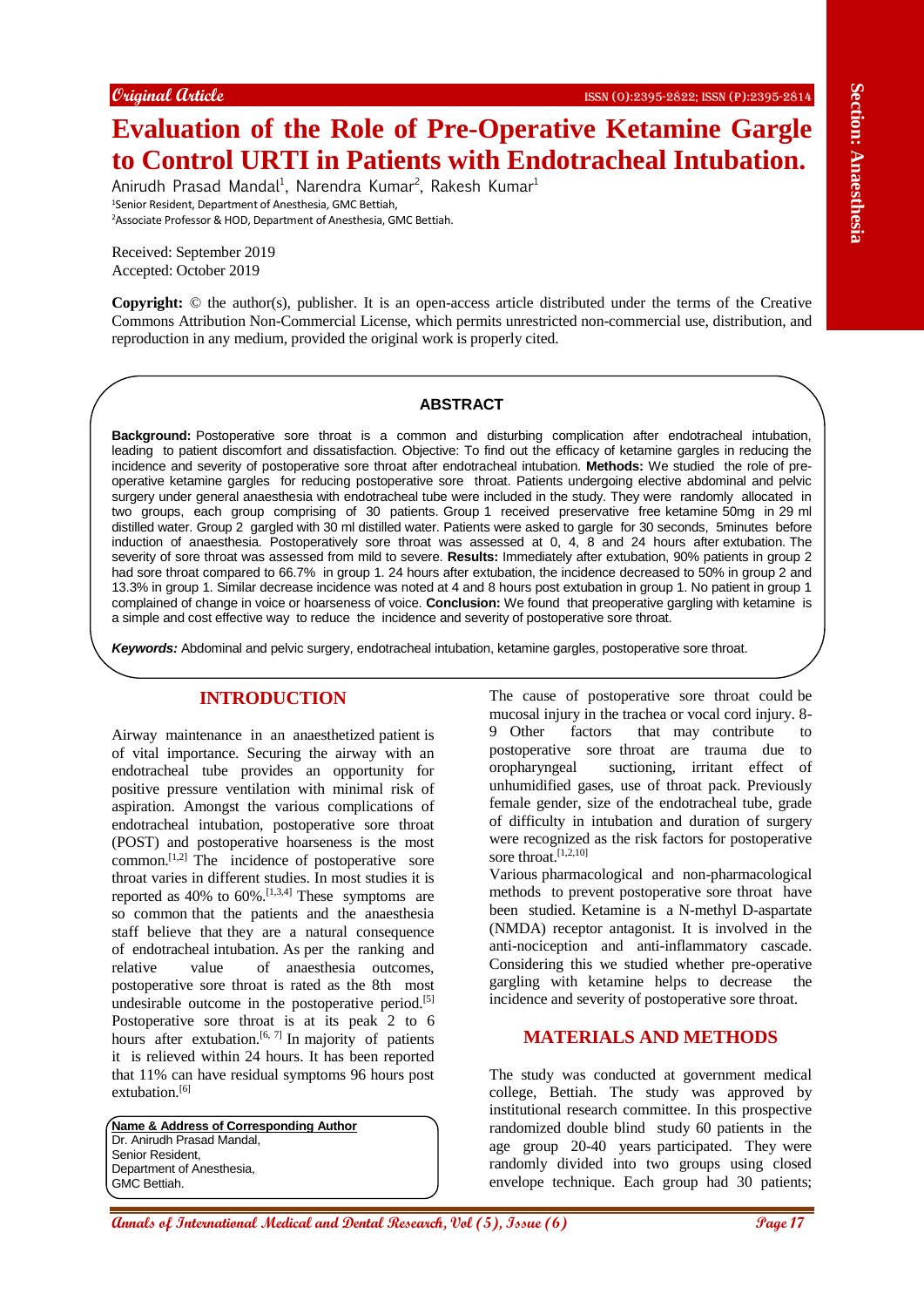Original Article

# Evaluation of the Role of Pre-Operative Ketamine Gargle to Control URTI in Patients with Endotracheal Intubation.

Anirudh Prasad Mandal[1], Narendra Kumar[2], Rakesh Kumar[1]

[1]Senior Resident, Department of Anesthesia, GMC Bettiah,
[2]Associate Professor & HOD, Department of Anesthesia, GMC Bettiah.

Received: September 2019
Accepted: October 2019

**Copyright:** © the author(s), publisher. It is an open-access article distributed under the terms of the Creative Commons Attribution Non-Commercial License, which permits unrestricted non-commercial use, distribution, and reproduction in any medium, provided the original work is properly cited.

## ABSTRACT

**Background:** Postoperative sore throat is a common and disturbing complication after endotracheal intubation, leading to patient discomfort and dissatisfaction. Objective: To find out the efficacy of ketamine gargles in reducing the incidence and severity of postoperative sore throat after endotracheal intubation. **Methods:** We studied the role of pre-operative ketamine gargles for reducing postoperative sore throat. Patients undergoing elective abdominal and pelvic surgery under general anaesthesia with endotracheal tube were included in the study. They were randomly allocated in two groups, each group comprising of 30 patients. Group 1 received preservative free ketamine 50mg in 29 ml distilled water. Group 2 gargled with 30 ml distilled water. Patients were asked to gargle for 30 seconds, 5minutes before induction of anaesthesia. Postoperatively sore throat was assessed at 0, 4, 8 and 24 hours after extubation. The severity of sore throat was assessed from mild to severe. **Results:** Immediately after extubation, 90% patients in group 2 had sore throat compared to 66.7% in group 1. 24 hours after extubation, the incidence decreased to 50% in group 2 and 13.3% in group 1. Similar decrease incidence was noted at 4 and 8 hours post extubation in group 1. No patient in group 1 complained of change in voice or hoarseness of voice. **Conclusion:** We found that preoperative gargling with ketamine is a simple and cost effective way to reduce the incidence and severity of postoperative sore throat.

***Keywords:*** Abdominal and pelvic surgery, endotracheal intubation, ketamine gargles, postoperative sore throat.

## INTRODUCTION

Airway maintenance in an anaesthetized patient is of vital importance. Securing the airway with an endotracheal tube provides an opportunity for positive pressure ventilation with minimal risk of aspiration. Amongst the various complications of endotracheal intubation, postoperative sore throat (POST) and postoperative hoarseness is the most common.[1,2] The incidence of postoperative sore throat varies in different studies. In most studies it is reported as 40% to 60%.[1,3,4] These symptoms are so common that the patients and the anaesthesia staff believe that they are a natural consequence of endotracheal intubation. As per the ranking and relative value of anaesthesia outcomes, postoperative sore throat is rated as the 8th most undesirable outcome in the postoperative period.[5] Postoperative sore throat is at its peak 2 to 6 hours after extubation.[6, 7] In majority of patients it is relieved within 24 hours. It has been reported that 11% can have residual symptoms 96 hours post extubation.[6]

**Name & Address of Corresponding Author**
Dr. Anirudh Prasad Mandal,
Senior Resident,
Department of Anesthesia,
GMC Bettiah.

The cause of postoperative sore throat could be mucosal injury in the trachea or vocal cord injury. 8-9 Other factors that may contribute to postoperative sore throat are trauma due to oropharyngeal suctioning, irritant effect of unhumidified gases, use of throat pack. Previously female gender, size of the endotracheal tube, grade of difficulty in intubation and duration of surgery were recognized as the risk factors for postoperative sore throat.[1,2,10]

Various pharmacological and non-pharmacological methods to prevent postoperative sore throat have been studied. Ketamine is a N-methyl D-aspartate (NMDA) receptor antagonist. It is involved in the anti-nociception and anti-inflammatory cascade. Considering this we studied whether pre-operative gargling with ketamine helps to decrease the incidence and severity of postoperative sore throat.

## MATERIALS AND METHODS

The study was conducted at government medical college, Bettiah. The study was approved by institutional research committee. In this prospective randomized double blind study 60 patients in the age group 20-40 years participated. They were randomly divided into two groups using closed envelope technique. Each group had 30 patients;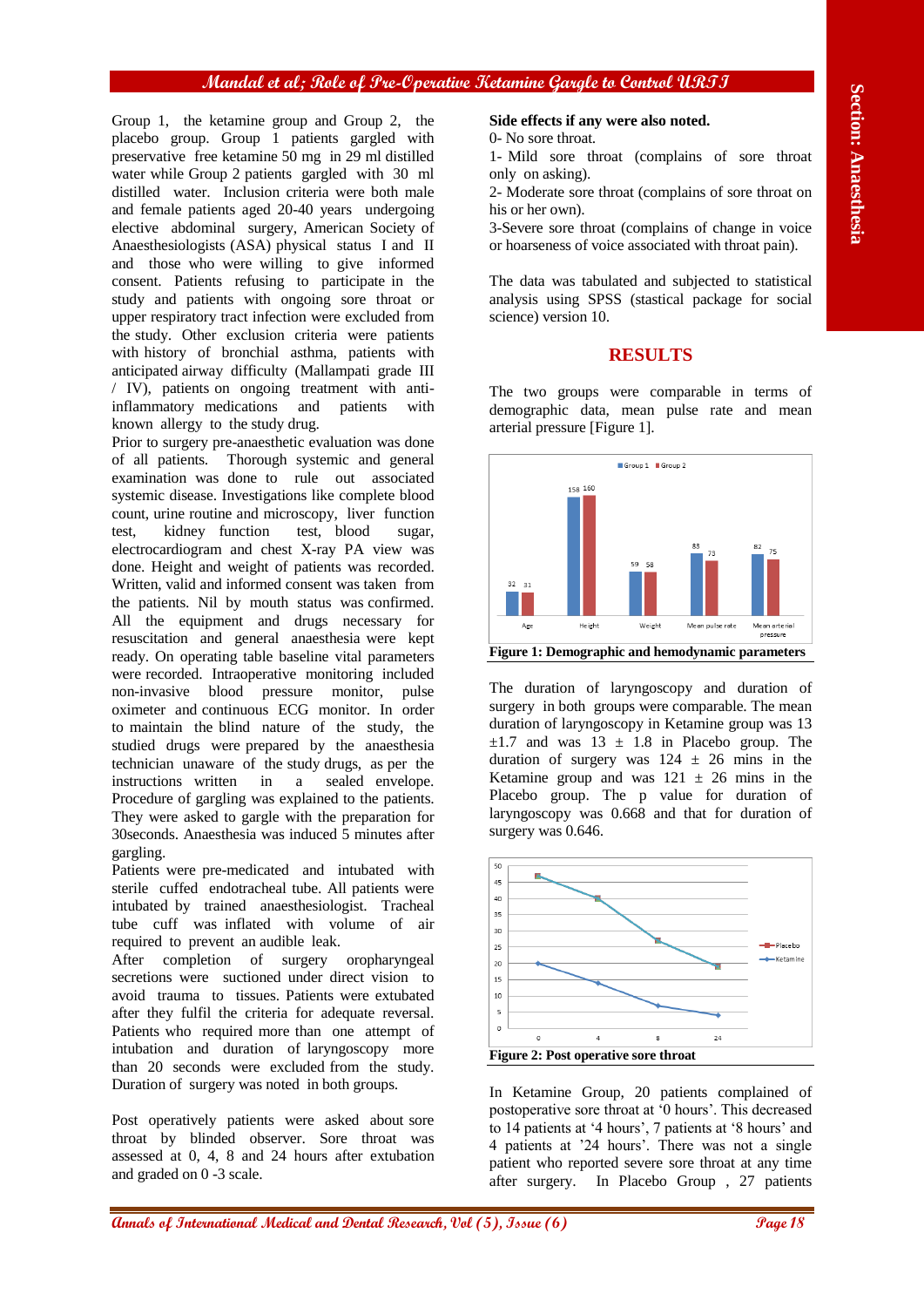Group 1, the ketamine group and Group 2, the placebo group. Group 1 patients gargled with preservative free ketamine 50 mg in 29 ml distilled water while Group 2 patients gargled with 30 ml distilled water. Inclusion criteria were both male and female patients aged 20-40 years undergoing elective abdominal surgery, American Society of Anaesthesiologists (ASA) physical status I and II and those who were willing to give informed consent. Patients refusing to participate in the study and patients with ongoing sore throat or upper respiratory tract infection were excluded from the study. Other exclusion criteria were patients with history of bronchial asthma, patients with anticipated airway difficulty (Mallampati grade III / IV), patients on ongoing treatment with anti-inflammatory medications and patients with known allergy to the study drug.

Prior to surgery pre-anaesthetic evaluation was done of all patients. Thorough systemic and general examination was done to rule out associated systemic disease. Investigations like complete blood count, urine routine and microscopy, liver function test, kidney function test, blood sugar, electrocardiogram and chest X-ray PA view was done. Height and weight of patients was recorded. Written, valid and informed consent was taken from the patients. Nil by mouth status was confirmed. All the equipment and drugs necessary for resuscitation and general anaesthesia were kept ready. On operating table baseline vital parameters were recorded. Intraoperative monitoring included non-invasive blood pressure monitor, pulse oximeter and continuous ECG monitor. In order to maintain the blind nature of the study, the studied drugs were prepared by the anaesthesia technician unaware of the study drugs, as per the instructions written in a sealed envelope. Procedure of gargling was explained to the patients. They were asked to gargle with the preparation for 30seconds. Anaesthesia was induced 5 minutes after gargling.

Patients were pre-medicated and intubated with sterile cuffed endotracheal tube. All patients were intubated by trained anaesthesiologist. Tracheal tube cuff was inflated with volume of air required to prevent an audible leak.

After completion of surgery oropharyngeal secretions were suctioned under direct vision to avoid trauma to tissues. Patients were extubated after they fulfil the criteria for adequate reversal. Patients who required more than one attempt of intubation and duration of laryngoscopy more than 20 seconds were excluded from the study. Duration of surgery was noted in both groups.

Post operatively patients were asked about sore throat by blinded observer. Sore throat was assessed at 0, 4, 8 and 24 hours after extubation and graded on 0 -3 scale.

**Side effects if any were also noted.**

0- No sore throat.

1- Mild sore throat (complains of sore throat only on asking).

2- Moderate sore throat (complains of sore throat on his or her own).

3-Severe sore throat (complains of change in voice or hoarseness of voice associated with throat pain).

The data was tabulated and subjected to statistical analysis using SPSS (statistical package for social science) version 10.

## RESULTS

The two groups were comparable in terms of demographic data, mean pulse rate and mean arterial pressure [Figure 1].

| | Group 1 | Group 2 |
|---|---|---|
| Age | 32 | 31 |
| Height | 158 | 160 |
| Weight | 59 | 58 |
| Mean pulse rate | 83 | 73 |
| Mean arterial pressure | 82 | 75 |

**Figure 1: Demographic and hemodynamic parameters**

The duration of laryngoscopy and duration of surgery in both groups were comparable. The mean duration of laryngoscopy in Ketamine group was 13 ±1.7 and was 13 ± 1.8 in Placebo group. The duration of surgery was 124 ± 26 mins in the Ketamine group and was 121 ± 26 mins in the Placebo group. The p value for duration of laryngoscopy was 0.668 and that for duration of surgery was 0.646.

**Figure 2: Post operative sore throat**

In Ketamine Group, 20 patients complained of postoperative sore throat at '0 hours'. This decreased to 14 patients at '4 hours', 7 patients at '8 hours' and 4 patients at '24 hours'. There was not a single patient who reported severe sore throat at any time after surgery. In Placebo Group , 27 patients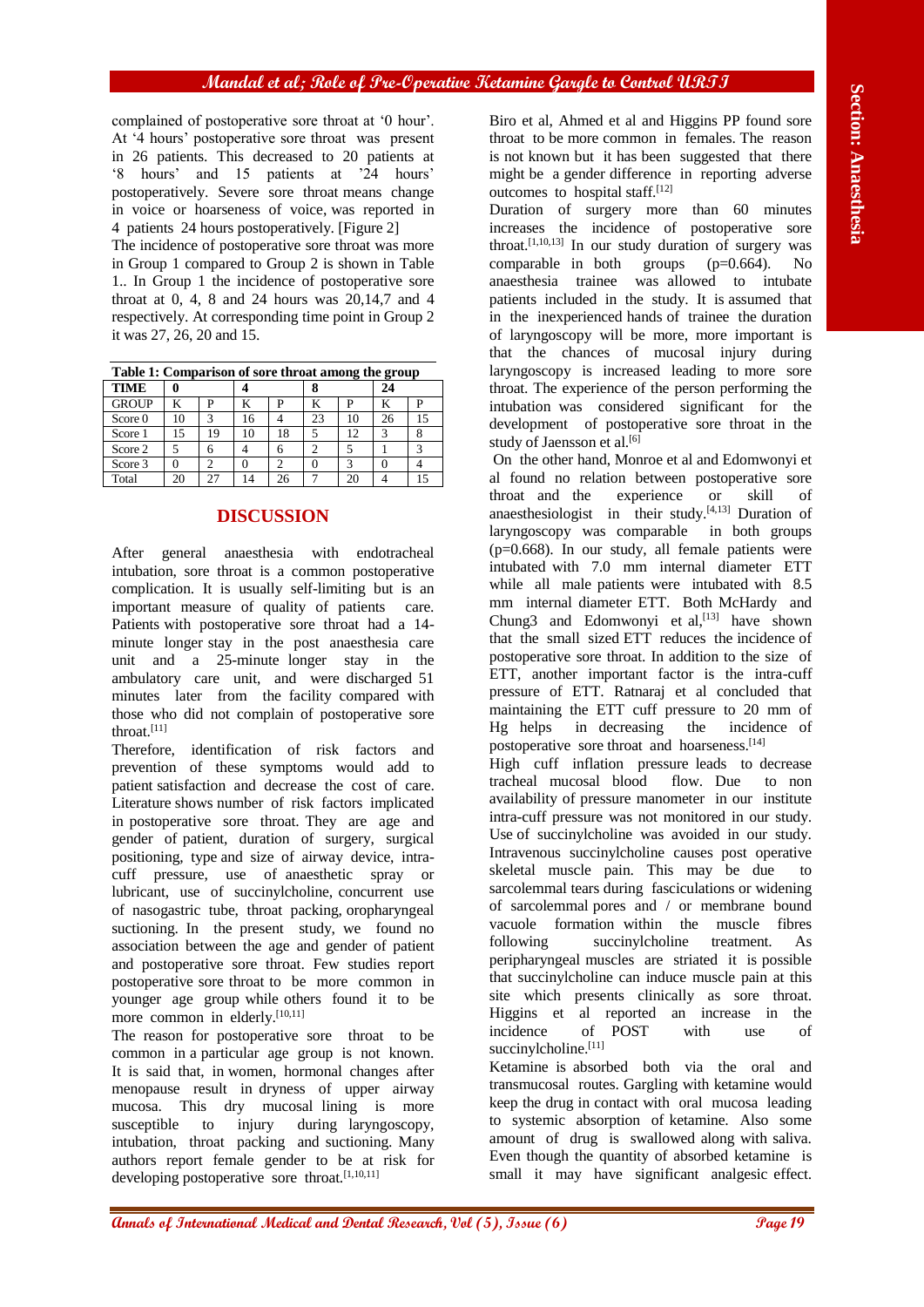complained of postoperative sore throat at '0 hour'. At '4 hours' postoperative sore throat was present in 26 patients. This decreased to 20 patients at '8 hours' and 15 patients at '24 hours' postoperatively. Severe sore throat means change in voice or hoarseness of voice, was reported in 4 patients 24 hours postoperatively. [Figure 2]

The incidence of postoperative sore throat was more in Group 1 compared to Group 2 is shown in Table 1.. In Group 1 the incidence of postoperative sore throat at 0, 4, 8 and 24 hours was 20,14,7 and 4 respectively. At corresponding time point in Group 2 it was 27, 26, 20 and 15.

**Table 1: Comparison of sore throat among the group**

| TIME | 0 | | 4 | | 8 | | 24 | |
|---|---|---|---|---|---|---|---|---|
| GROUP | K | P | K | P | K | P | K | P |
| Score 0 | 10 | 3 | 16 | 4 | 23 | 10 | 26 | 15 |
| Score 1 | 15 | 19 | 10 | 18 | 5 | 12 | 3 | 8 |
| Score 2 | 5 | 6 | 4 | 6 | 2 | 5 | 1 | 3 |
| Score 3 | 0 | 2 | 0 | 2 | 0 | 3 | 0 | 4 |
| Total | 20 | 27 | 14 | 26 | 7 | 20 | 4 | 15 |

## DISCUSSION

After general anaesthesia with endotracheal intubation, sore throat is a common postoperative complication. It is usually self-limiting but is an important measure of quality of patients care. Patients with postoperative sore throat had a 14-minute longer stay in the post anaesthesia care unit and a 25-minute longer stay in the ambulatory care unit, and were discharged 51 minutes later from the facility compared with those who did not complain of postoperative sore throat.[11]

Therefore, identification of risk factors and prevention of these symptoms would add to patient satisfaction and decrease the cost of care. Literature shows number of risk factors implicated in postoperative sore throat. They are age and gender of patient, duration of surgery, surgical positioning, type and size of airway device, intra-cuff pressure, use of anaesthetic spray or lubricant, use of succinylcholine, concurrent use of nasogastric tube, throat packing, oropharyngeal suctioning. In the present study, we found no association between the age and gender of patient and postoperative sore throat. Few studies report postoperative sore throat to be more common in younger age group while others found it to be more common in elderly.[10,11]

The reason for postoperative sore throat to be common in a particular age group is not known. It is said that, in women, hormonal changes after menopause result in dryness of upper airway mucosa. This dry mucosal lining is more susceptible to injury during laryngoscopy, intubation, throat packing and suctioning. Many authors report female gender to be at risk for developing postoperative sore throat.[1,10,11]

Biro et al, Ahmed et al and Higgins PP found sore throat to be more common in females. The reason is not known but it has been suggested that there might be a gender difference in reporting adverse outcomes to hospital staff.[12]

Duration of surgery more than 60 minutes increases the incidence of postoperative sore throat.[1,10,13] In our study duration of surgery was comparable in both groups (p=0.664). No anaesthesia trainee was allowed to intubate patients included in the study. It is assumed that in the inexperienced hands of trainee the duration of laryngoscopy will be more, more important is that the chances of mucosal injury during laryngoscopy is increased leading to more sore throat. The experience of the person performing the intubation was considered significant for the development of postoperative sore throat in the study of Jaensson et al.[6]

On the other hand, Monroe et al and Edomwonyi et al found no relation between postoperative sore throat and the experience or skill of anaesthesiologist in their study.[4,13] Duration of laryngoscopy was comparable in both groups (p=0.668). In our study, all female patients were intubated with 7.0 mm internal diameter ETT while all male patients were intubated with 8.5 mm internal diameter ETT. Both McHardy and Chung3 and Edomwonyi et al,[13] have shown that the small sized ETT reduces the incidence of postoperative sore throat. In addition to the size of ETT, another important factor is the intra-cuff pressure of ETT. Ratnaraj et al concluded that maintaining the ETT cuff pressure to 20 mm of Hg helps in decreasing the incidence of postoperative sore throat and hoarseness.[14]

High cuff inflation pressure leads to decrease tracheal mucosal blood flow. Due to non availability of pressure manometer in our institute intra-cuff pressure was not monitored in our study. Use of succinylcholine was avoided in our study. Intravenous succinylcholine causes post operative skeletal muscle pain. This may be due to sarcolemmal tears during fasciculations or widening of sarcolemmal pores and / or membrane bound vacuole formation within the muscle fibres following succinylcholine treatment. As peripharyngeal muscles are striated it is possible that succinylcholine can induce muscle pain at this site which presents clinically as sore throat. Higgins et al reported an increase in the incidence of POST with use of succinylcholine.[11]

Ketamine is absorbed both via the oral and transmucosal routes. Gargling with ketamine would keep the drug in contact with oral mucosa leading to systemic absorption of ketamine. Also some amount of drug is swallowed along with saliva. Even though the quantity of absorbed ketamine is small it may have significant analgesic effect.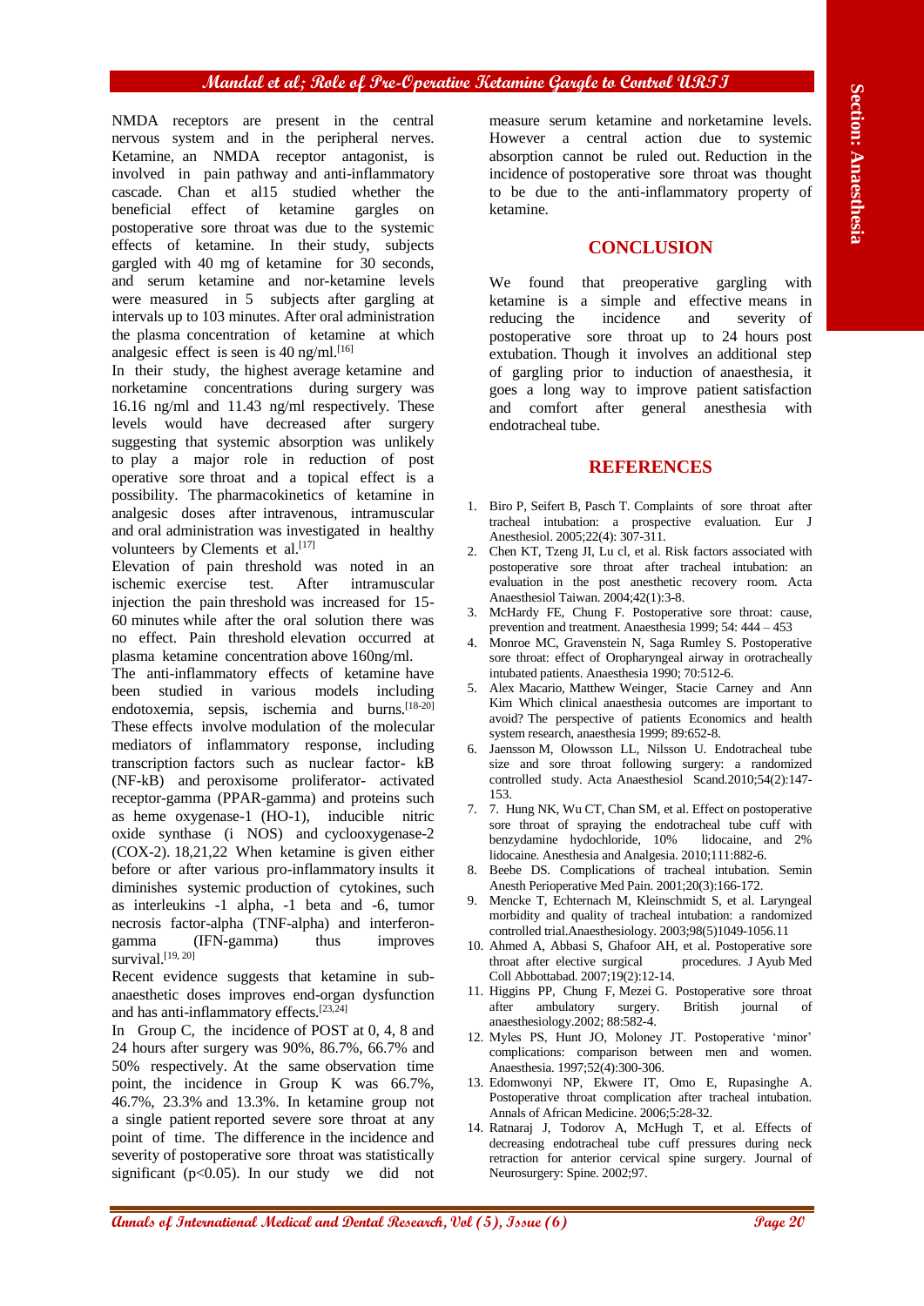NMDA receptors are present in the central nervous system and in the peripheral nerves. Ketamine, an NMDA receptor antagonist, is involved in pain pathway and anti-inflammatory cascade. Chan et al15 studied whether the beneficial effect of ketamine gargles on postoperative sore throat was due to the systemic effects of ketamine. In their study, subjects gargled with 40 mg of ketamine for 30 seconds, and serum ketamine and nor-ketamine levels were measured in 5 subjects after gargling at intervals up to 103 minutes. After oral administration the plasma concentration of ketamine at which analgesic effect is seen is 40 ng/ml.[16]

In their study, the highest average ketamine and norketamine concentrations during surgery was 16.16 ng/ml and 11.43 ng/ml respectively. These levels would have decreased after surgery suggesting that systemic absorption was unlikely to play a major role in reduction of post operative sore throat and a topical effect is a possibility. The pharmacokinetics of ketamine in analgesic doses after intravenous, intramuscular and oral administration was investigated in healthy volunteers by Clements et al.[17]

Elevation of pain threshold was noted in an ischemic exercise test. After intramuscular injection the pain threshold was increased for 15-60 minutes while after the oral solution there was no effect. Pain threshold elevation occurred at plasma ketamine concentration above 160ng/ml.

The anti-inflammatory effects of ketamine have been studied in various models including endotoxemia, sepsis, ischemia and burns.[18-20] These effects involve modulation of the molecular mediators of inflammatory response, including transcription factors such as nuclear factor- kB (NF-kB) and peroxisome proliferator- activated receptor-gamma (PPAR-gamma) and proteins such as heme oxygenase-1 (HO-1), inducible nitric oxide synthase (i NOS) and cyclooxygenase-2 (COX-2). 18,21,22 When ketamine is given either before or after various pro-inflammatory insults it diminishes systemic production of cytokines, such as interleukins -1 alpha, -1 beta and -6, tumor necrosis factor-alpha (TNF-alpha) and interferon-gamma (IFN-gamma) thus improves survival.[19, 20]

Recent evidence suggests that ketamine in sub-anaesthetic doses improves end-organ dysfunction and has anti-inflammatory effects.[23,24]

In Group C, the incidence of POST at 0, 4, 8 and 24 hours after surgery was 90%, 86.7%, 66.7% and 50% respectively. At the same observation time point, the incidence in Group K was 66.7%, 46.7%, 23.3% and 13.3%. In ketamine group not a single patient reported severe sore throat at any point of time. The difference in the incidence and severity of postoperative sore throat was statistically significant ($p<0.05$). In our study we did not measure serum ketamine and norketamine levels. However a central action due to systemic absorption cannot be ruled out. Reduction in the incidence of postoperative sore throat was thought to be due to the anti-inflammatory property of ketamine.

## CONCLUSION

We found that preoperative gargling with ketamine is a simple and effective means in reducing the incidence and severity of postoperative sore throat up to 24 hours post extubation. Though it involves an additional step of gargling prior to induction of anaesthesia, it goes a long way to improve patient satisfaction and comfort after general anesthesia with endotracheal tube.

## REFERENCES

1. Biro P, Seifert B, Pasch T. Complaints of sore throat after tracheal intubation: a prospective evaluation. Eur J Anesthesiol. 2005;22(4): 307-311.
2. Chen KT, Tzeng JI, Lu cl, et al. Risk factors associated with postoperative sore throat after tracheal intubation: an evaluation in the post anesthetic recovery room. Acta Anaesthesiol Taiwan. 2004;42(1):3-8.
3. McHardy FE, Chung F. Postoperative sore throat: cause, prevention and treatment. Anaesthesia 1999; 54: 444 – 453
4. Monroe MC, Gravenstein N, Saga Rumley S. Postoperative sore throat: effect of Oropharyngeal airway in orotracheally intubated patients. Anaesthesia 1990; 70:512-6.
5. Alex Macario, Matthew Weinger, Stacie Carney and Ann Kim Which clinical anaesthesia outcomes are important to avoid? The perspective of patients Economics and health system research, anaesthesia 1999; 89:652-8.
6. Jaensson M, Olowsson LL, Nilsson U. Endotracheal tube size and sore throat following surgery: a randomized controlled study. Acta Anaesthesiol Scand.2010;54(2):147-153.
7. 7. Hung NK, Wu CT, Chan SM, et al. Effect on postoperative sore throat of spraying the endotracheal tube cuff with benzydamine hydochloride, 10% lidocaine, and 2% lidocaine. Anesthesia and Analgesia. 2010;111:882-6.
8. Beebe DS. Complications of tracheal intubation. Semin Anesth Perioperative Med Pain. 2001;20(3):166-172.
9. Mencke T, Echternach M, Kleinschmidt S, et al. Laryngeal morbidity and quality of tracheal intubation: a randomized controlled trial.Anaesthesiology. 2003;98(5)1049-1056.11
10. Ahmed A, Abbasi S, Ghafoor AH, et al. Postoperative sore throat after elective surgical procedures. J Ayub Med Coll Abbottabad. 2007;19(2):12-14.
11. Higgins PP, Chung F, Mezei G. Postoperative sore throat after ambulatory surgery. British journal of anaesthesiology.2002; 88:582-4.
12. Myles PS, Hunt JO, Moloney JT. Postoperative 'minor' complications: comparison between men and women. Anaesthesia. 1997;52(4):300-306.
13. Edomwonyi NP, Ekwere IT, Omo E, Rupasinghe A. Postoperative throat complication after tracheal intubation. Annals of African Medicine. 2006;5:28-32.
14. Ratnaraj J, Todorov A, McHugh T, et al. Effects of decreasing endotracheal tube cuff pressures during neck retraction for anterior cervical spine surgery. Journal of Neurosurgery: Spine. 2002;97.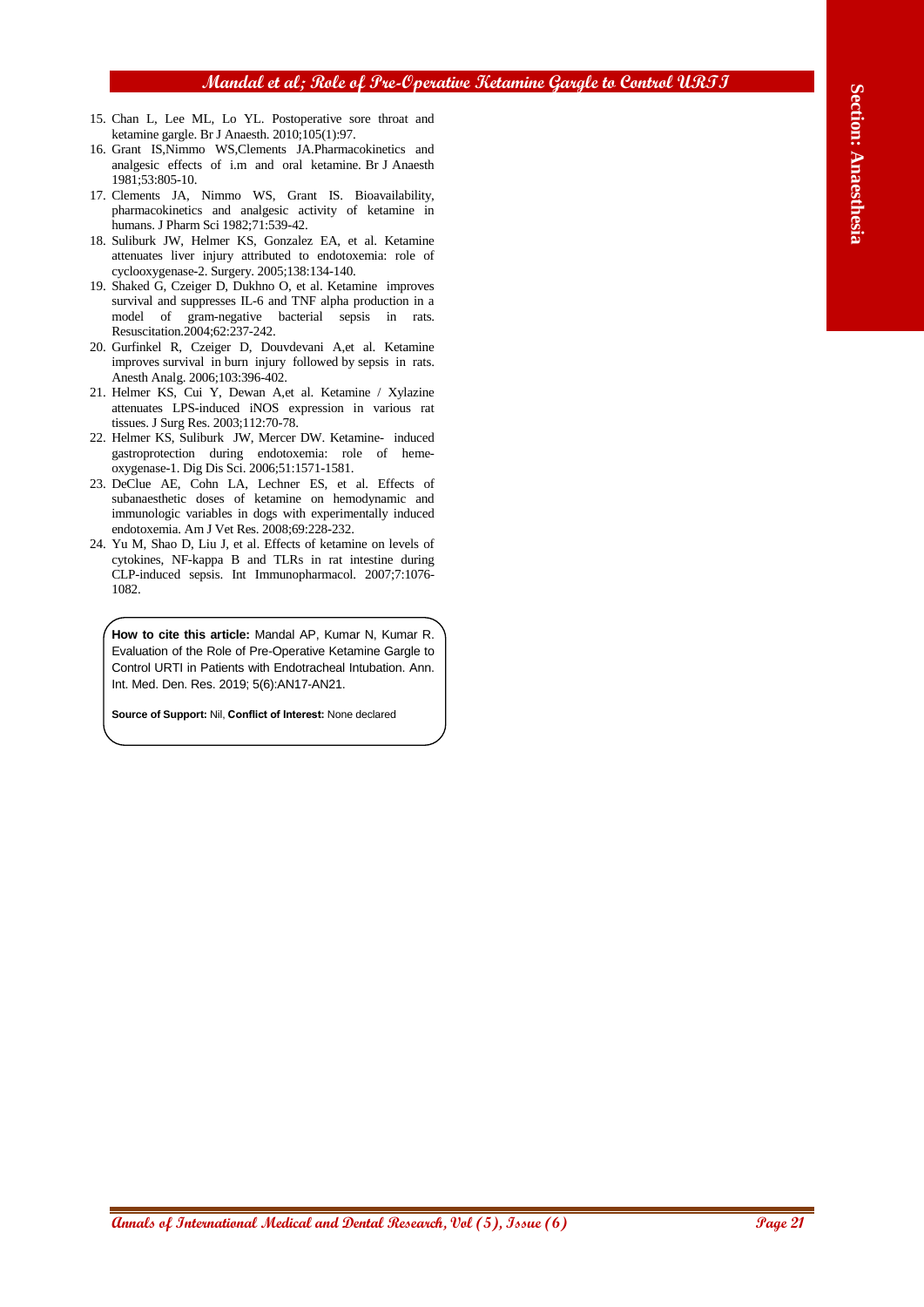15. Chan L, Lee ML, Lo YL. Postoperative sore throat and ketamine gargle. Br J Anaesth. 2010;105(1):97.
16. Grant IS,Nimmo WS,Clements JA.Pharmacokinetics and analgesic effects of i.m and oral ketamine. Br J Anaesth 1981;53:805-10.
17. Clements JA, Nimmo WS, Grant IS. Bioavailability, pharmacokinetics and analgesic activity of ketamine in humans. J Pharm Sci 1982;71:539-42.
18. Suliburk JW, Helmer KS, Gonzalez EA, et al. Ketamine attenuates liver injury attributed to endotoxemia: role of cyclooxygenase-2. Surgery. 2005;138:134-140.
19. Shaked G, Czeiger D, Dukhno O, et al. Ketamine improves survival and suppresses IL-6 and TNF alpha production in a model of gram-negative bacterial sepsis in rats. Resuscitation.2004;62:237-242.
20. Gurfinkel R, Czeiger D, Douvdevani A,et al. Ketamine improves survival in burn injury followed by sepsis in rats. Anesth Analg. 2006;103:396-402.
21. Helmer KS, Cui Y, Dewan A,et al. Ketamine / Xylazine attenuates LPS-induced iNOS expression in various rat tissues. J Surg Res. 2003;112:70-78.
22. Helmer KS, Suliburk JW, Mercer DW. Ketamine- induced gastroprotection during endotoxemia: role of heme-oxygenase-1. Dig Dis Sci. 2006;51:1571-1581.
23. DeClue AE, Cohn LA, Lechner ES, et al. Effects of subanaesthetic doses of ketamine on hemodynamic and immunologic variables in dogs with experimentally induced endotoxemia. Am J Vet Res. 2008;69:228-232.
24. Yu M, Shao D, Liu J, et al. Effects of ketamine on levels of cytokines, NF-kappa B and TLRs in rat intestine during CLP-induced sepsis. Int Immunopharmacol. 2007;7:1076-1082.

**How to cite this article:** Mandal AP, Kumar N, Kumar R. Evaluation of the Role of Pre-Operative Ketamine Gargle to Control URTI in Patients with Endotracheal Intubation. Ann. Int. Med. Den. Res. 2019; 5(6):AN17-AN21.

**Source of Support:** Nil, **Conflict of Interest:** None declared